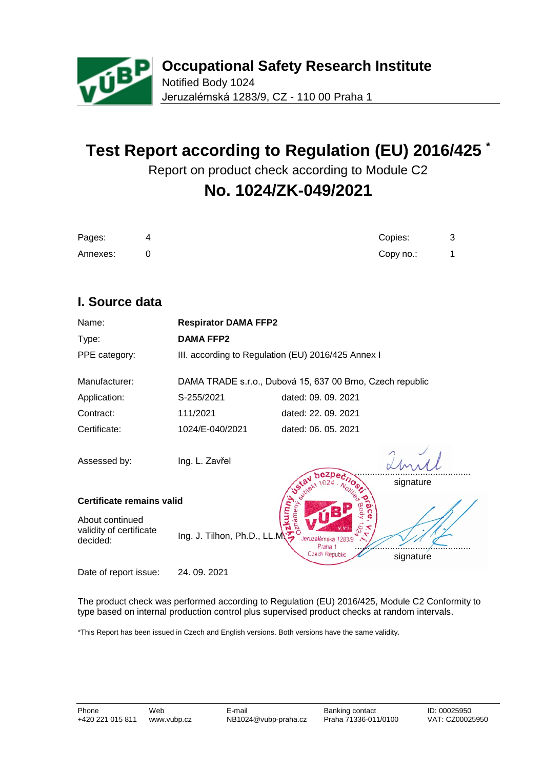**Occupational Safety Research Institute**
Notified Body 1024
Jeruzalémská 1283/9, CZ - 110 00 Praha 1

# Test Report according to Regulation (EU) 2016/425 *

Report on product check according to Module C2

## No. 1024/ZK-049/2021

| | | | |
|---|---|---|---|
| Pages: | 4 | Copies: | 3 |
| Annexes: | 0 | Copy no.: | 1 |

## I. Source data

| | | |
|---|---|---|
| Name: | **Respirator DAMA FFP2** | |
| Type: | **DAMA FFP2** | |
| PPE category: | III. according to Regulation (EU) 2016/425 Annex I | |
| Manufacturer: | DAMA TRADE s.r.o., Dubová 15, 637 00 Brno, Czech republic | |
| Application: | S-255/2021 | dated: 09. 09. 2021 |
| Contract: | 111/2021 | dated: 22. 09. 2021 |
| Certificate: | 1024/E-040/2021 | dated: 06. 05. 2021 |

Assessed by: Ing. L. Zavřel ........................................ signature

**Certificate remains valid**

About continued validity of certificate decided: Ing. J. Tilhon, Ph.D., LL.M. ........................................ signature

Date of report issue: 24. 09. 2021

The product check was performed according to Regulation (EU) 2016/425, Module C2 Conformity to type based on internal production control plus supervised product checks at random intervals.

*This Report has been issued in Czech and English versions. Both versions have the same validity.

| Phone | Web | E-mail | Banking contact | ID: 00025950 |
|---|---|---|---|---|
| +420 221 015 811 | www.vubp.cz | NB1024@vubp-praha.cz | Praha 71336-011/0100 | VAT: CZ00025950 |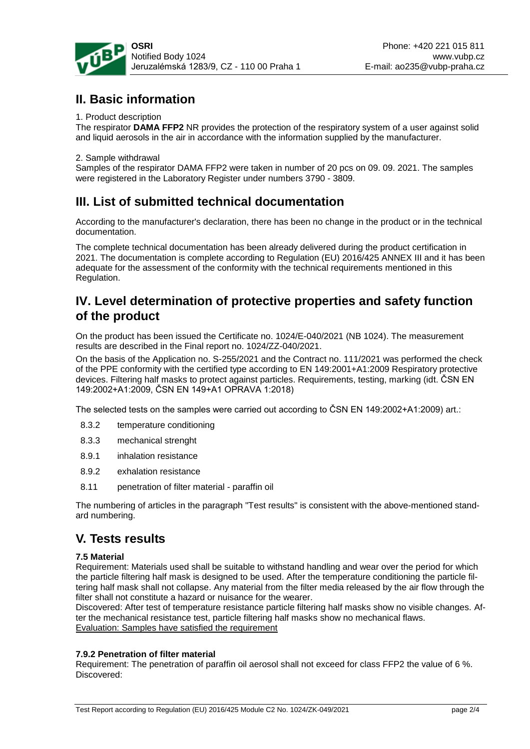## II. Basic information

1. Product description

The respirator **DAMA FFP2** NR provides the protection of the respiratory system of a user against solid and liquid aerosols in the air in accordance with the information supplied by the manufacturer.

2. Sample withdrawal

Samples of the respirator DAMA FFP2 were taken in number of 20 pcs on 09. 09. 2021. The samples were registered in the Laboratory Register under numbers 3790 - 3809.

## III. List of submitted technical documentation

According to the manufacturer's declaration, there has been no change in the product or in the technical documentation.

The complete technical documentation has been already delivered during the product certification in 2021. The documentation is complete according to Regulation (EU) 2016/425 ANNEX III and it has been adequate for the assessment of the conformity with the technical requirements mentioned in this Regulation.

## IV. Level determination of protective properties and safety function of the product

On the product has been issued the Certificate no. 1024/E-040/2021 (NB 1024). The measurement results are described in the Final report no. 1024/ZZ-040/2021.

On the basis of the Application no. S-255/2021 and the Contract no. 111/2021 was performed the check of the PPE conformity with the certified type according to EN 149:2001+A1:2009 Respiratory protective devices. Filtering half masks to protect against particles. Requirements, testing, marking (idt. ČSN EN 149:2002+A1:2009, ČSN EN 149+A1 OPRAVA 1:2018)

The selected tests on the samples were carried out according to ČSN EN 149:2002+A1:2009) art.:

- 8.3.2 temperature conditioning
- 8.3.3 mechanical strenght
- 8.9.1 inhalation resistance
- 8.9.2 exhalation resistance
- 8.11 penetration of filter material - paraffin oil

The numbering of articles in the paragraph "Test results" is consistent with the above-mentioned standard numbering.

## V. Tests results

**7.5 Material**

Requirement: Materials used shall be suitable to withstand handling and wear over the period for which the particle filtering half mask is designed to be used. After the temperature conditioning the particle filtering half mask shall not collapse. Any material from the filter media released by the air flow through the filter shall not constitute a hazard or nuisance for the wearer.

Discovered: After test of temperature resistance particle filtering half masks show no visible changes. After the mechanical resistance test, particle filtering half masks show no mechanical flaws.

Evaluation: Samples have satisfied the requirement

**7.9.2 Penetration of filter material**

Requirement: The penetration of paraffin oil aerosol shall not exceed for class FFP2 the value of 6 %.

Discovered: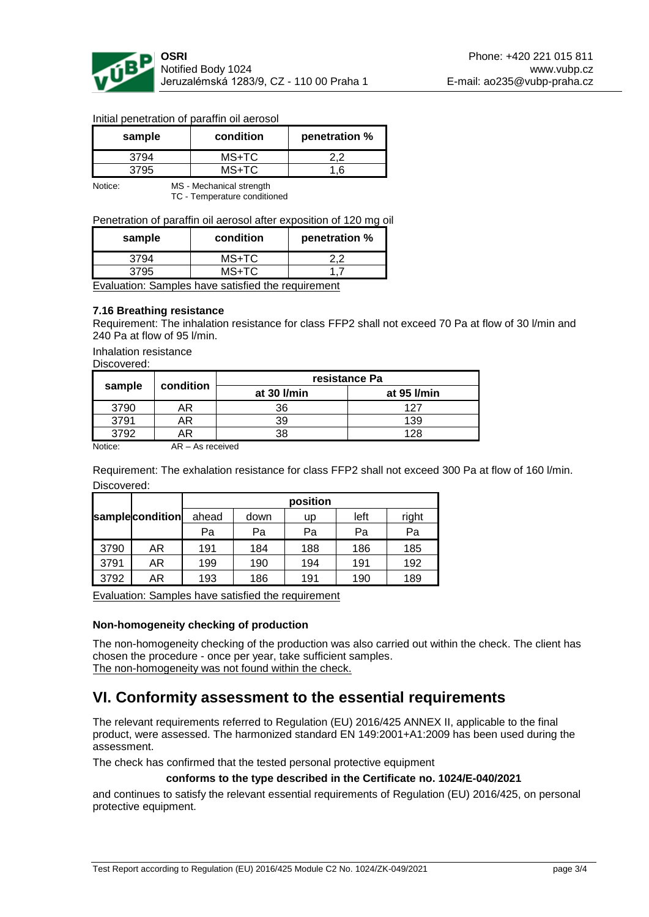Initial penetration of paraffin oil aerosol

| sample | condition | penetration % |
|---|---|---|
| 3794 | MS+TC | 2,2 |
| 3795 | MS+TC | 1,6 |

Notice: MS - Mechanical strength
TC - Temperature conditioned

Penetration of paraffin oil aerosol after exposition of 120 mg oil

| sample | condition | penetration % |
|---|---|---|
| 3794 | MS+TC | 2,2 |
| 3795 | MS+TC | 1,7 |

Evaluation: Samples have satisfied the requirement

**7.16 Breathing resistance**

Requirement: The inhalation resistance for class FFP2 shall not exceed 70 Pa at flow of 30 l/min and 240 Pa at flow of 95 l/min.

Inhalation resistance
Discovered:

| sample | condition | resistance Pa | |
|---|---|---|---|
| | | at 30 l/min | at 95 l/min |
| 3790 | AR | 36 | 127 |
| 3791 | AR | 39 | 139 |
| 3792 | AR | 38 | 128 |

Notice: AR – As received

Requirement: The exhalation resistance for class FFP2 shall not exceed 300 Pa at flow of 160 l/min.
Discovered:

| sample | condition | position | | | | |
|---|---|---|---|---|---|---|
| | | ahead | down | up | left | right |
| | | Pa | Pa | Pa | Pa | Pa |
| 3790 | AR | 191 | 184 | 188 | 186 | 185 |
| 3791 | AR | 199 | 190 | 194 | 191 | 192 |
| 3792 | AR | 193 | 186 | 191 | 190 | 189 |

Evaluation: Samples have satisfied the requirement

**Non-homogeneity checking of production**

The non-homogeneity checking of the production was also carried out within the check. The client has chosen the procedure - once per year, take sufficient samples.
The non-homogeneity was not found within the check.

## VI. Conformity assessment to the essential requirements

The relevant requirements referred to Regulation (EU) 2016/425 ANNEX II, applicable to the final product, were assessed. The harmonized standard EN 149:2001+A1:2009 has been used during the assessment.

The check has confirmed that the tested personal protective equipment

**conforms to the type described in the Certificate no. 1024/E-040/2021**

and continues to satisfy the relevant essential requirements of Regulation (EU) 2016/425, on personal protective equipment.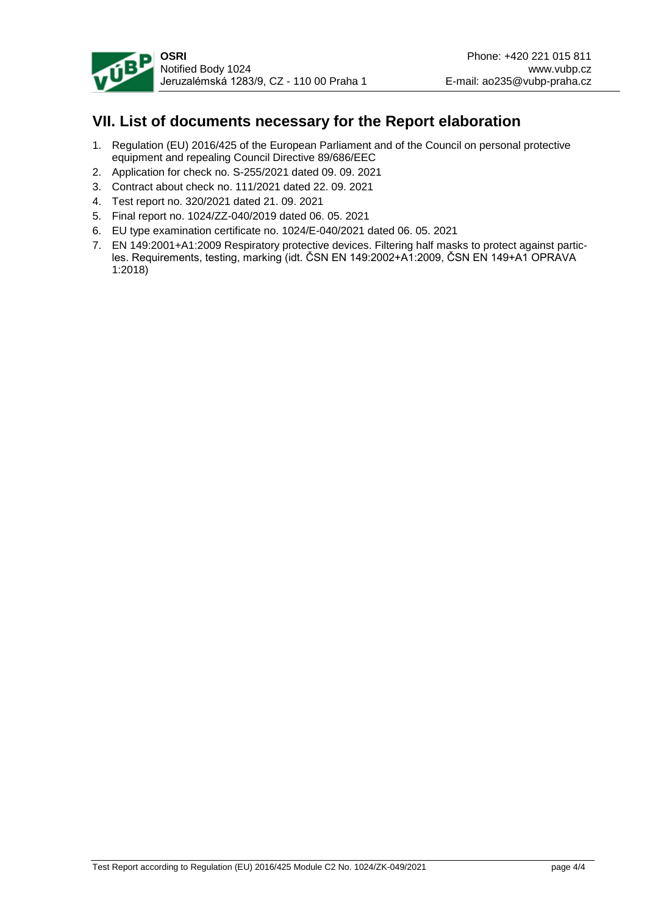## VII. List of documents necessary for the Report elaboration

1. Regulation (EU) 2016/425 of the European Parliament and of the Council on personal protective equipment and repealing Council Directive 89/686/EEC
2. Application for check no. S-255/2021 dated 09. 09. 2021
3. Contract about check no. 111/2021 dated 22. 09. 2021
4. Test report no. 320/2021 dated 21. 09. 2021
5. Final report no. 1024/ZZ-040/2019 dated 06. 05. 2021
6. EU type examination certificate no. 1024/E-040/2021 dated 06. 05. 2021
7. EN 149:2001+A1:2009 Respiratory protective devices. Filtering half masks to protect against particles. Requirements, testing, marking (idt. ČSN EN 149:2002+A1:2009, ČSN EN 149+A1 OPRAVA 1:2018)